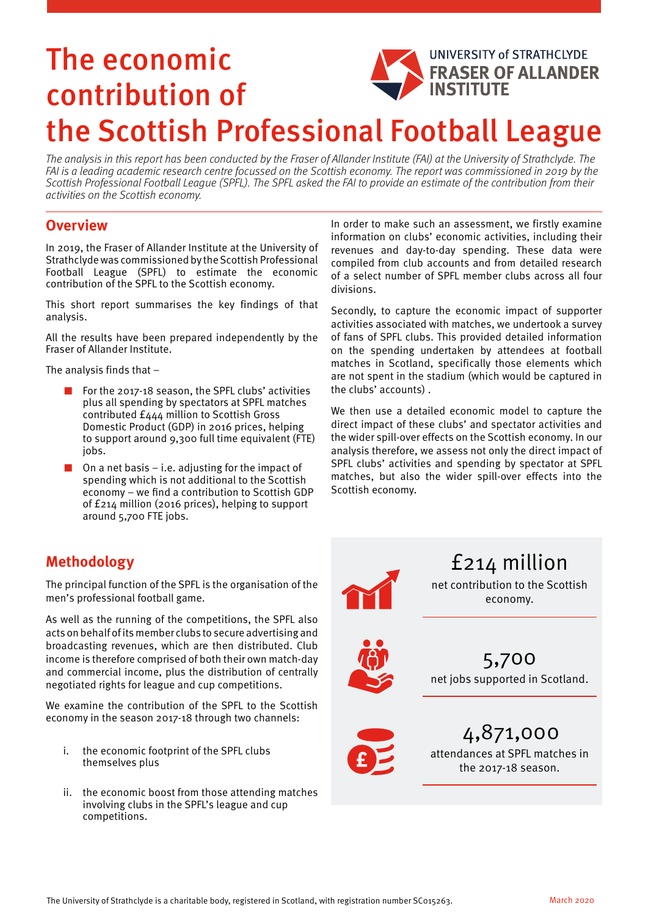# The economic contribution of the Scottish Professional Football League

UNIVERSITY of STRATHCLYDE
FRASER OF ALLANDER INSTITUTE

*The analysis in this report has been conducted by the Fraser of Allander Institute (FAI) at the University of Strathclyde. The FAI is a leading academic research centre focussed on the Scottish economy. The report was commissioned in 2019 by the Scottish Professional Football League (SPFL). The SPFL asked the FAI to provide an estimate of the contribution from their activities on the Scottish economy.*

## Overview

In 2019, the Fraser of Allander Institute at the University of Strathclyde was commissioned by the Scottish Professional Football League (SPFL) to estimate the economic contribution of the SPFL to the Scottish economy.

This short report summarises the key findings of that analysis.

All the results have been prepared independently by the Fraser of Allander Institute.

The analysis finds that –

- For the 2017-18 season, the SPFL clubs' activities plus all spending by spectators at SPFL matches contributed £444 million to Scottish Gross Domestic Product (GDP) in 2016 prices, helping to support around 9,300 full time equivalent (FTE) jobs.
- On a net basis – i.e. adjusting for the impact of spending which is not additional to the Scottish economy – we find a contribution to Scottish GDP of £214 million (2016 prices), helping to support around 5,700 FTE jobs.

In order to make such an assessment, we firstly examine information on clubs' economic activities, including their revenues and day-to-day spending. These data were compiled from club accounts and from detailed research of a select number of SPFL member clubs across all four divisions.

Secondly, to capture the economic impact of supporter activities associated with matches, we undertook a survey of fans of SPFL clubs. This provided detailed information on the spending undertaken by attendees at football matches in Scotland, specifically those elements which are not spent in the stadium (which would be captured in the clubs' accounts) .

We then use a detailed economic model to capture the direct impact of these clubs' and spectator activities and the wider spill-over effects on the Scottish economy. In our analysis therefore, we assess not only the direct impact of SPFL clubs' activities and spending by spectator at SPFL matches, but also the wider spill-over effects into the Scottish economy.

## Methodology

The principal function of the SPFL is the organisation of the men's professional football game.

As well as the running of the competitions, the SPFL also acts on behalf of its member clubs to secure advertising and broadcasting revenues, which are then distributed. Club income is therefore comprised of both their own match-day and commercial income, plus the distribution of centrally negotiated rights for league and cup competitions.

We examine the contribution of the SPFL to the Scottish economy in the season 2017-18 through two channels:

i. the economic footprint of the SPFL clubs themselves plus

ii. the economic boost from those attending matches involving clubs in the SPFL's league and cup competitions.

**£214 million**
net contribution to the Scottish economy.

**5,700**
net jobs supported in Scotland.

**4,871,000**
attendances at SPFL matches in the 2017-18 season.

The University of Strathclyde is a charitable body, registered in Scotland, with registration number SC015263.

March 2020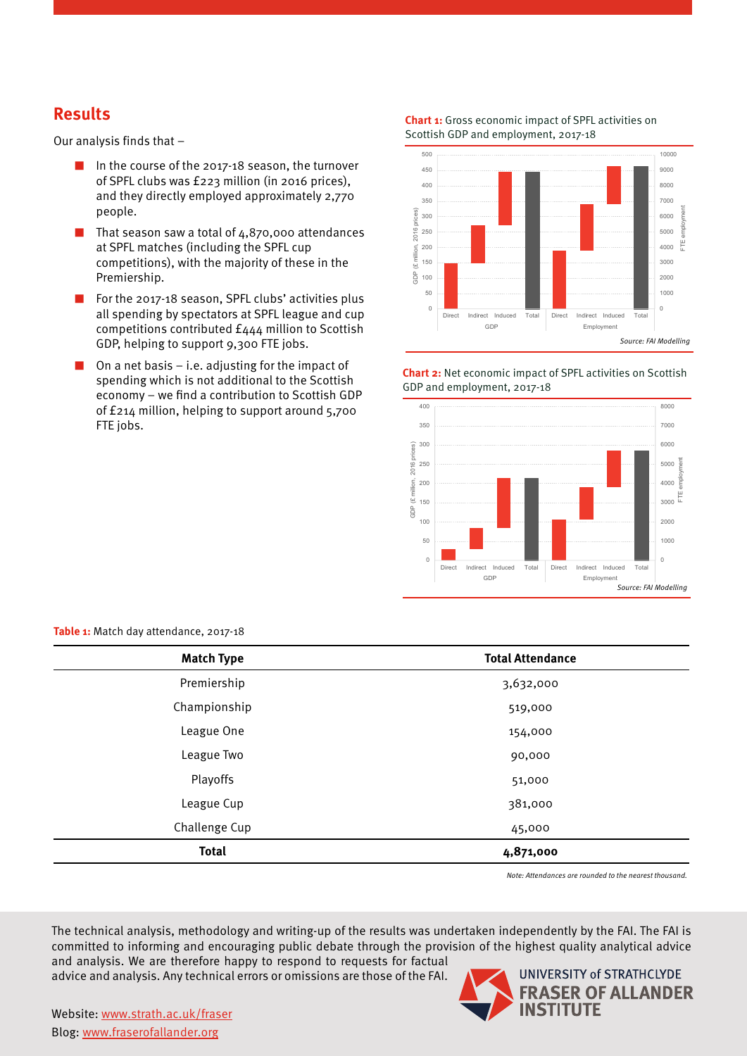## Results

Our analysis finds that –

- In the course of the 2017-18 season, the turnover of SPFL clubs was £223 million (in 2016 prices), and they directly employed approximately 2,770 people.
- That season saw a total of 4,870,000 attendances at SPFL matches (including the SPFL cup competitions), with the majority of these in the Premiership.
- For the 2017-18 season, SPFL clubs' activities plus all spending by spectators at SPFL league and cup competitions contributed £444 million to Scottish GDP, helping to support 9,300 FTE jobs.
- On a net basis – i.e. adjusting for the impact of spending which is not additional to the Scottish economy – we find a contribution to Scottish GDP of £214 million, helping to support around 5,700 FTE jobs.

**Chart 1:** Gross economic impact of SPFL activities on Scottish GDP and employment, 2017-18

GDP (£ million, 2016 prices)
0 50 100 150 200 250 300 350 400 450 500
FTE employment
0 1000 2000 3000 4000 5000 6000 7000 8000 9000 10000
Direct Indirect Induced Total
GDP
Direct Indirect Induced Total
Employment

*Source: FAI Modelling*

**Chart 2:** Net economic impact of SPFL activities on Scottish GDP and employment, 2017-18

GDP (£ million, 2016 prices)
0 50 100 150 200 250 300 350 400
FTE employment
0 1000 2000 3000 4000 5000 6000 7000 8000
Direct Indirect Induced Total
GDP
Direct Indirect Induced Total
Employment

*Source: FAI Modelling*

**Table 1:** Match day attendance, 2017-18

| Match Type | Total Attendance |
|---|---|
| Premiership | 3,632,000 |
| Championship | 519,000 |
| League One | 154,000 |
| League Two | 90,000 |
| Playoffs | 51,000 |
| League Cup | 381,000 |
| Challenge Cup | 45,000 |
| **Total** | **4,871,000** |

*Note: Attendances are rounded to the nearest thousand.*

The technical analysis, methodology and writing-up of the results was undertaken independently by the FAI. The FAI is committed to informing and encouraging public debate through the provision of the highest quality analytical advice and analysis. We are therefore happy to respond to requests for factual advice and analysis. Any technical errors or omissions are those of the FAI.

UNIVERSITY of STRATHCLYDE
FRASER OF ALLANDER INSTITUTE

Website: www.strath.ac.uk/fraser
Blog: www.fraserofallander.org